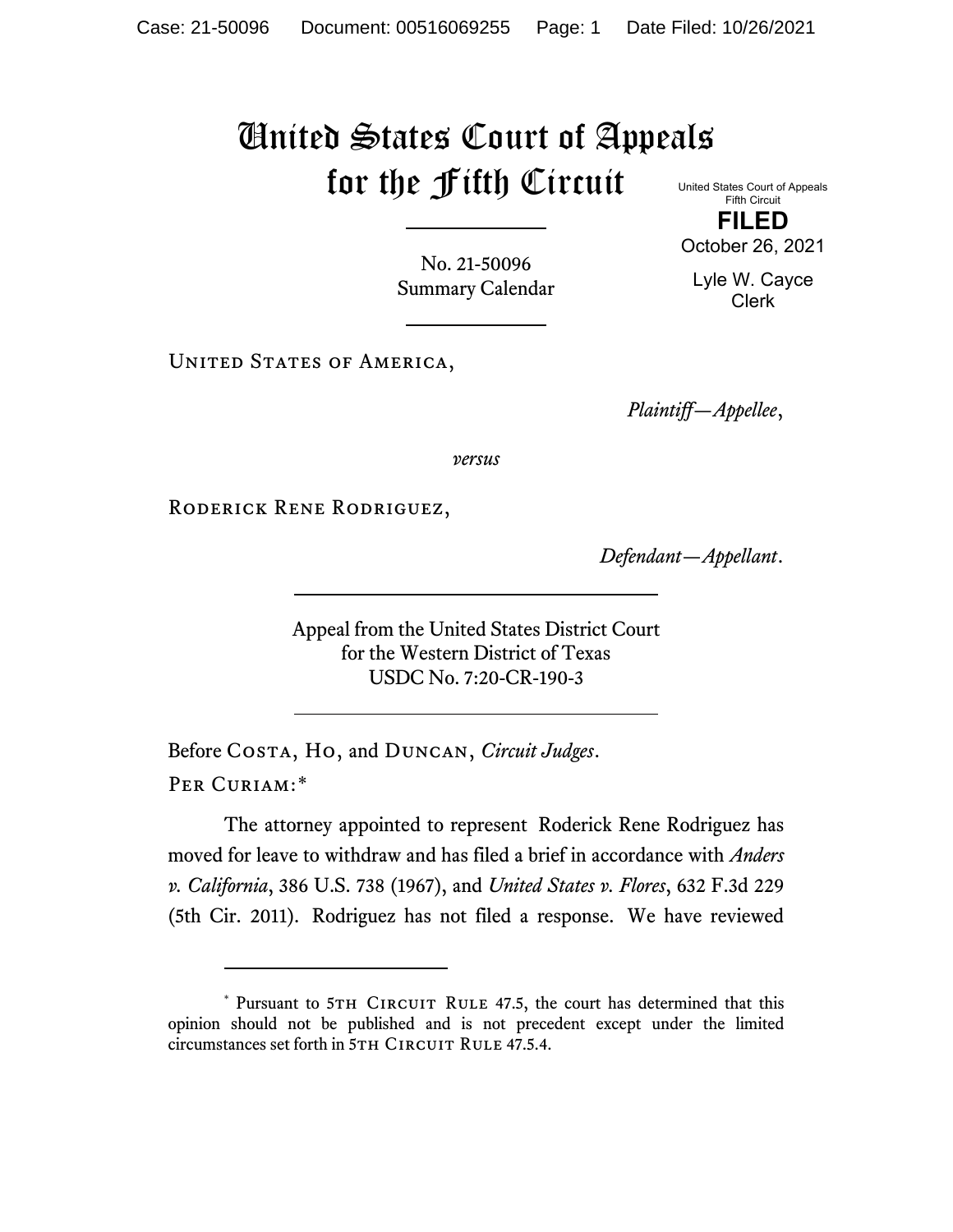# United States Court of Appeals for the Fifth Circuit

United States Court of Appeals
Fifth Circuit

**FILED**

October 26, 2021

Lyle W. Cayce
Clerk

No. 21-50096
Summary Calendar

United States of America,

*Plaintiff—Appellee*,

*versus*

Roderick Rene Rodriguez,

*Defendant—Appellant*.

Appeal from the United States District Court
for the Western District of Texas
USDC No. 7:20-CR-190-3

Before Costa, Ho, and Duncan, *Circuit Judges*.

Per Curiam:*

The attorney appointed to represent Roderick Rene Rodriguez has moved for leave to withdraw and has filed a brief in accordance with *Anders v. California*, 386 U.S. 738 (1967), and *United States v. Flores*, 632 F.3d 229 (5th Cir. 2011). Rodriguez has not filed a response. We have reviewed

---

\* Pursuant to 5th Circuit Rule 47.5, the court has determined that this opinion should not be published and is not precedent except under the limited circumstances set forth in 5th Circuit Rule 47.5.4.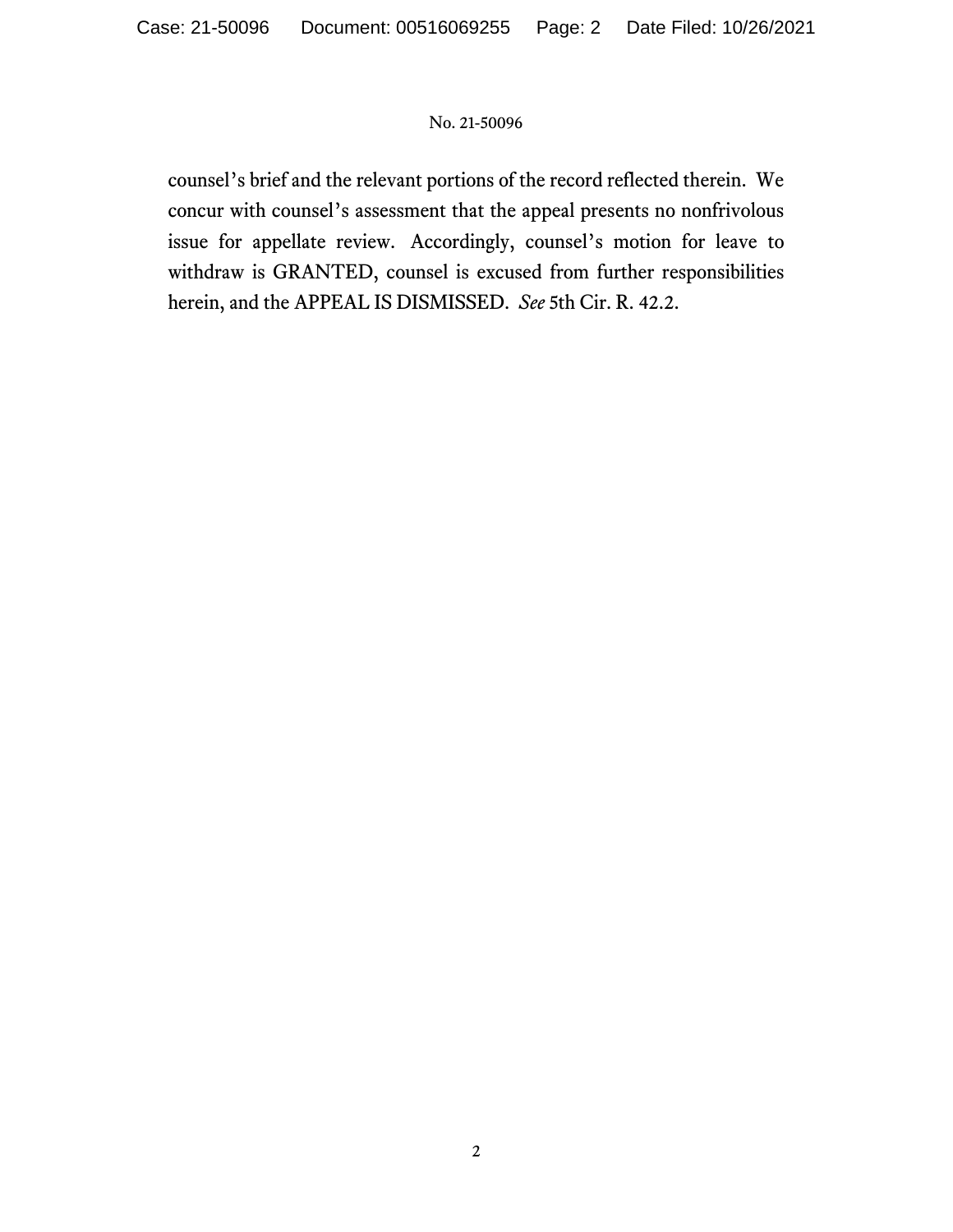counsel's brief and the relevant portions of the record reflected therein. We concur with counsel's assessment that the appeal presents no nonfrivolous issue for appellate review. Accordingly, counsel's motion for leave to withdraw is GRANTED, counsel is excused from further responsibilities herein, and the APPEAL IS DISMISSED. *See* 5th Cir. R. 42.2.